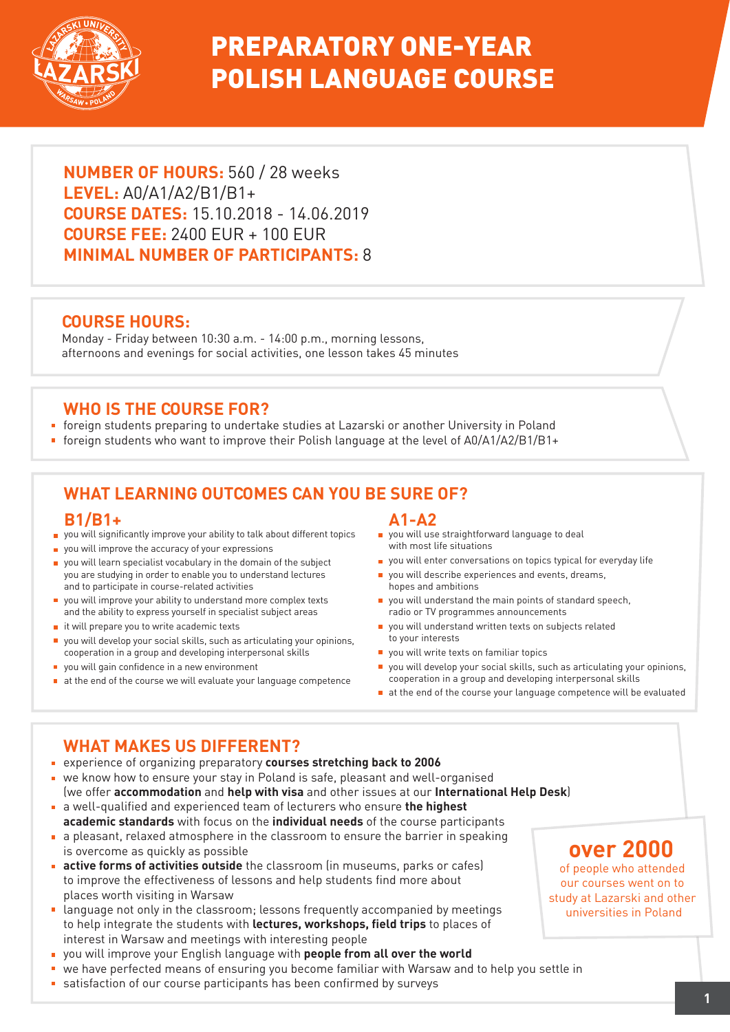# PREPARATORY ONE-YEAR POLISH LANGUAGE COURSE

**NUMBER OF HOURS:** 560 / 28 weeks
**LEVEL:** A0/A1/A2/B1/B1+
**COURSE DATES:** 15.10.2018 - 14.06.2019
**COURSE FEE:** 2400 EUR + 100 EUR
**MINIMAL NUMBER OF PARTICIPANTS:** 8

## COURSE HOURS:

Monday - Friday between 10:30 a.m. - 14:00 p.m., morning lessons, afternoons and evenings for social activities, one lesson takes 45 minutes

## WHO IS THE COURSE FOR?

- foreign students preparing to undertake studies at Lazarski or another University in Poland
- foreign students who want to improve their Polish language at the level of A0/A1/A2/B1/B1+

## WHAT LEARNING OUTCOMES CAN YOU BE SURE OF?

### B1/B1+

- you will significantly improve your ability to talk about different topics
- you will improve the accuracy of your expressions
- you will learn specialist vocabulary in the domain of the subject you are studying in order to enable you to understand lectures and to participate in course-related activities
- you will improve your ability to understand more complex texts and the ability to express yourself in specialist subject areas
- it will prepare you to write academic texts
- you will develop your social skills, such as articulating your opinions, cooperation in a group and developing interpersonal skills
- you will gain confidence in a new environment
- at the end of the course we will evaluate your language competence

### A1-A2

- you will use straightforward language to deal with most life situations
- you will enter conversations on topics typical for everyday life
- you will describe experiences and events, dreams, hopes and ambitions
- you will understand the main points of standard speech, radio or TV programmes announcements
- you will understand written texts on subjects related to your interests
- you will write texts on familiar topics
- you will develop your social skills, such as articulating your opinions, cooperation in a group and developing interpersonal skills
- at the end of the course your language competence will be evaluated

## WHAT MAKES US DIFFERENT?

- experience of organizing preparatory **courses stretching back to 2006**
- we know how to ensure your stay in Poland is safe, pleasant and well-organised (we offer **accommodation** and **help with visa** and other issues at our **International Help Desk**)
- a well-qualified and experienced team of lecturers who ensure **the highest academic standards** with focus on the **individual needs** of the course participants
- a pleasant, relaxed atmosphere in the classroom to ensure the barrier in speaking is overcome as quickly as possible
- **active forms of activities outside** the classroom (in museums, parks or cafes) to improve the effectiveness of lessons and help students find more about places worth visiting in Warsaw
- language not only in the classroom; lessons frequently accompanied by meetings to help integrate the students with **lectures, workshops, field trips** to places of interest in Warsaw and meetings with interesting people
- you will improve your English language with **people from all over the world**
- we have perfected means of ensuring you become familiar with Warsaw and to help you settle in
- satisfaction of our course participants has been confirmed by surveys

**over 2000** of people who attended our courses went on to study at Lazarski and other universities in Poland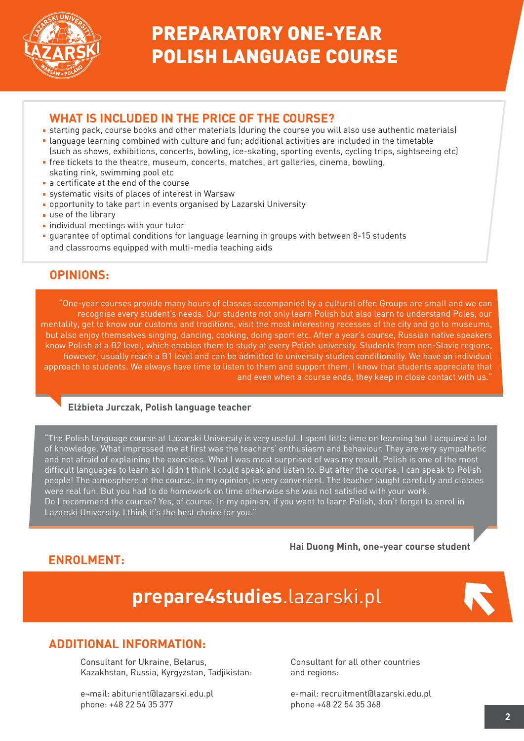# PREPARATORY ONE-YEAR POLISH LANGUAGE COURSE

## WHAT IS INCLUDED IN THE PRICE OF THE COURSE?

- starting pack, course books and other materials (during the course you will also use authentic materials)
- language learning combined with culture and fun; additional activities are included in the timetable (such as shows, exhibitions, concerts, bowling, ice-skating, sporting events, cycling trips, sightseeing etc)
- free tickets to the theatre, museum, concerts, matches, art galleries, cinema, bowling, skating rink, swimming pool etc
- a certificate at the end of the course
- systematic visits of places of interest in Warsaw
- opportunity to take part in events organised by Lazarski University
- use of the library
- individual meetings with your tutor
- guarantee of optimal conditions for language learning in groups with between 8-15 students and classrooms equipped with multi-media teaching aids

## OPINIONS:

"One-year courses provide many hours of classes accompanied by a cultural offer. Groups are small and we can recognise every student's needs. Our students not only learn Polish but also learn to understand Poles, our mentality, get to know our customs and traditions, visit the most interesting recesses of the city and go to museums, but also enjoy themselves singing, dancing, cooking, doing sport etc. After a year's course, Russian native speakers know Polish at a B2 level, which enables them to study at every Polish university. Students from non-Slavic regions, however, usually reach a B1 level and can be admitted to university studies conditionally. We have an individual approach to students. We always have time to listen to them and support them. I know that students appreciate that and even when a course ends, they keep in close contact with us."

**Elżbieta Jurczak, Polish language teacher**

"The Polish language course at Lazarski University is very useful. I spent little time on learning but I acquired a lot of knowledge. What impressed me at first was the teachers' enthusiasm and behaviour. They are very sympathetic and not afraid of explaining the exercises. What I was most surprised of was my result. Polish is one of the most difficult languages to learn so I didn't think I could speak and listen to. But after the course, I can speak to Polish people! The atmosphere at the course, in my opinion, is very convenient. The teacher taught carefully and classes were real fun. But you had to do homework on time otherwise she was not satisfied with your work.
Do I recommend the course? Yes, of course. In my opinion, if you want to learn Polish, don't forget to enrol in Lazarski University. I think it's the best choice for you."

**Hai Duong Minh, one-year course student**

## ENROLMENT:

**prepare4studies**.lazarski.pl

## ADDITIONAL INFORMATION:

Consultant for Ukraine, Belarus, Kazakhstan, Russia, Kyrgyzstan, Tadjikistan:

e-mail: abiturient@lazarski.edu.pl
phone: +48 22 54 35 377

Consultant for all other countries and regions:

e-mail: recruitment@lazarski.edu.pl
phone +48 22 54 35 368